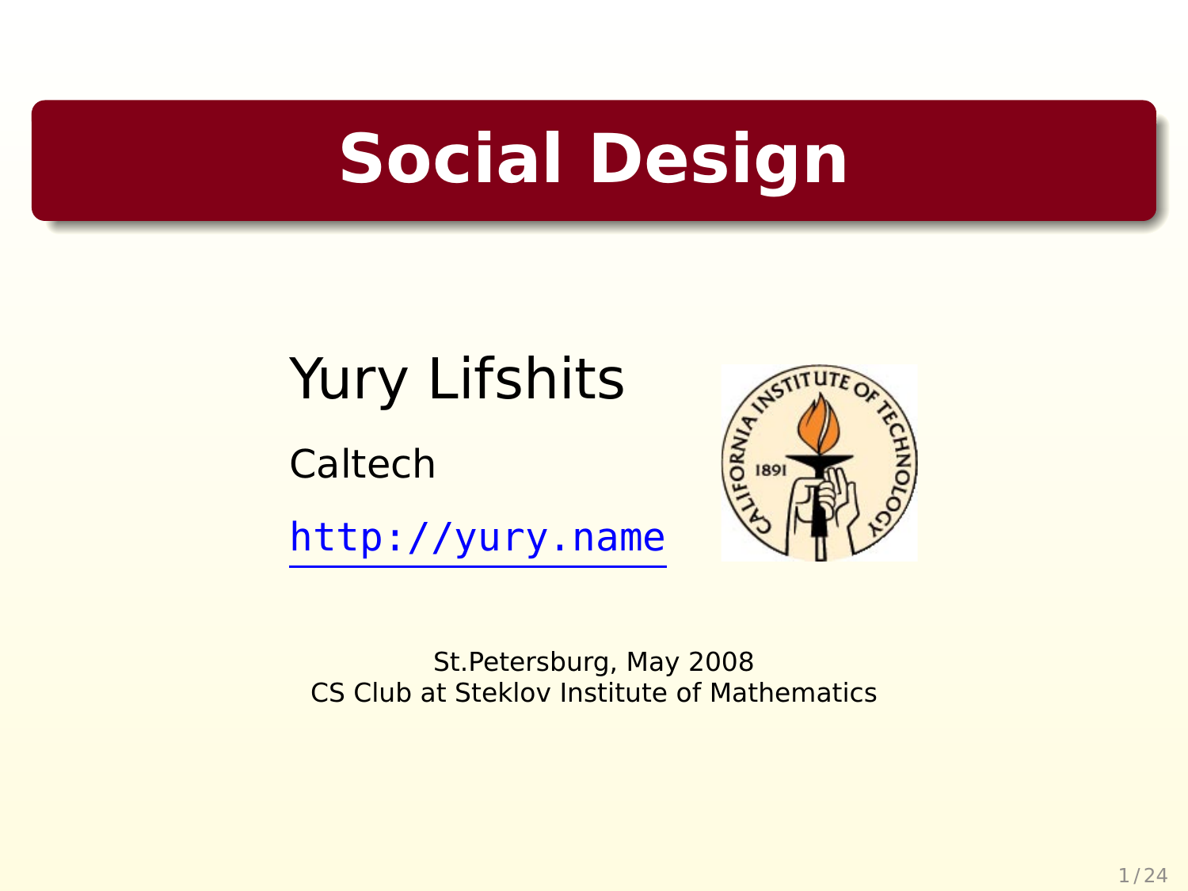# Social Design

Yury Lifshits

Caltech

http://yury.name

St.Petersburg, May 2008
CS Club at Steklov Institute of Mathematics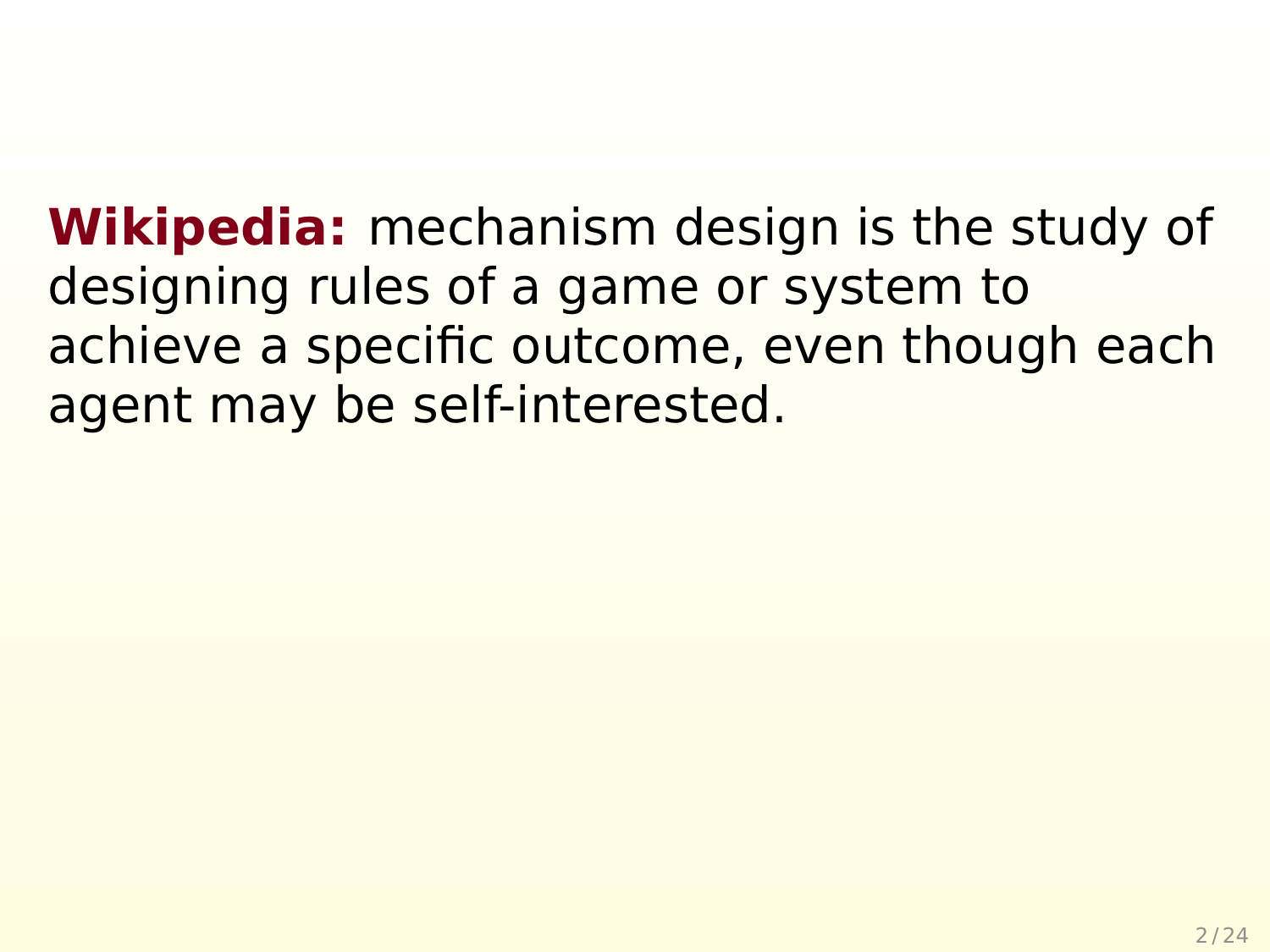**Wikipedia:** mechanism design is the study of designing rules of a game or system to achieve a specific outcome, even though each agent may be self-interested.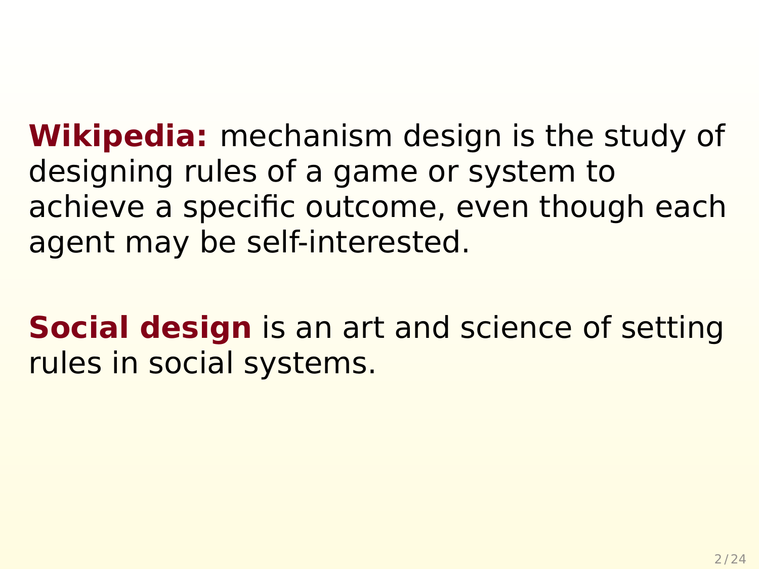**Wikipedia:** mechanism design is the study of designing rules of a game or system to achieve a specific outcome, even though each agent may be self-interested.

**Social design** is an art and science of setting rules in social systems.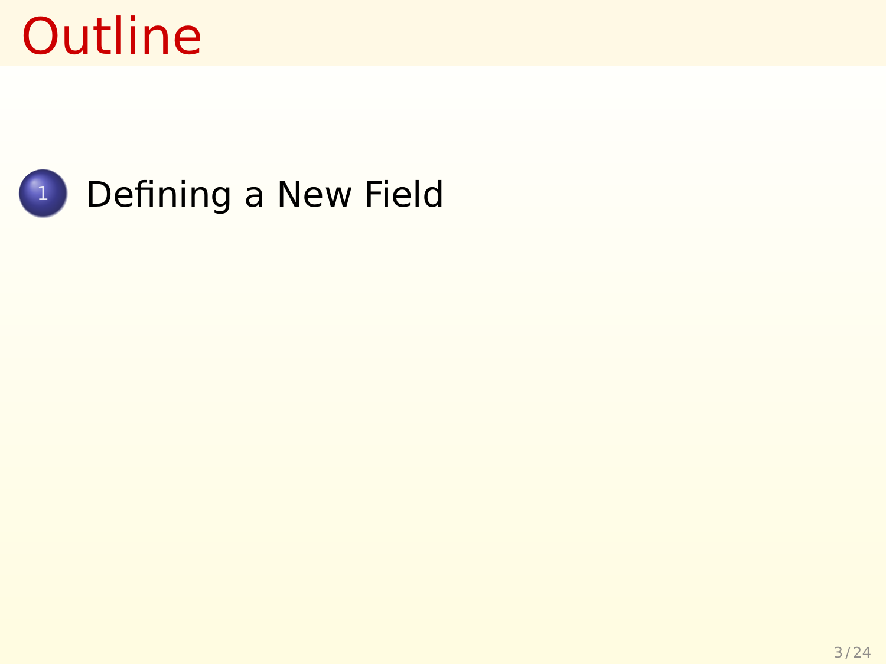# Outline

1. Defining a New Field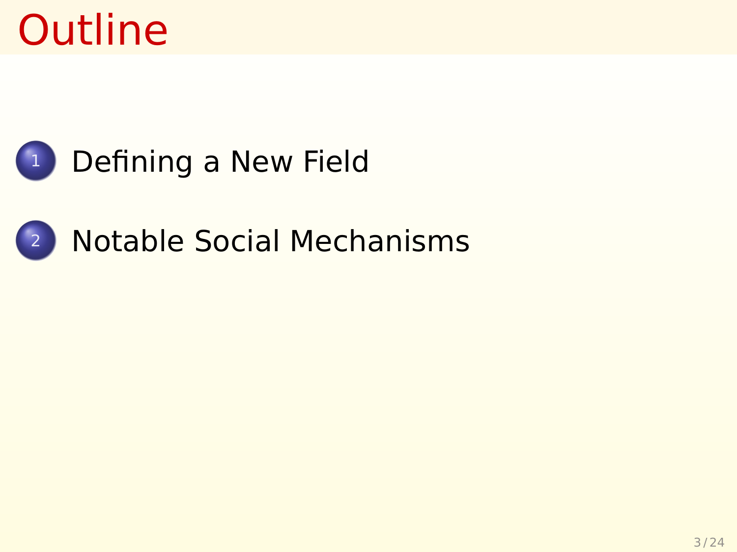# Outline

1. Defining a New Field
2. Notable Social Mechanisms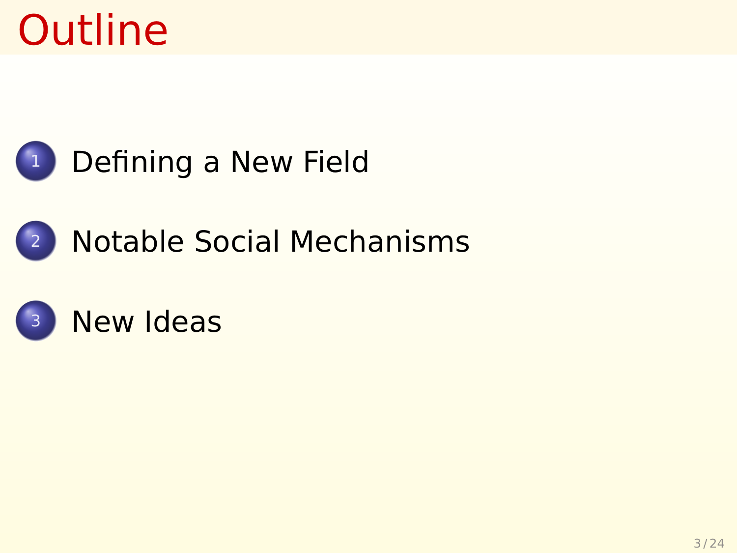# Outline

1. Defining a New Field
2. Notable Social Mechanisms
3. New Ideas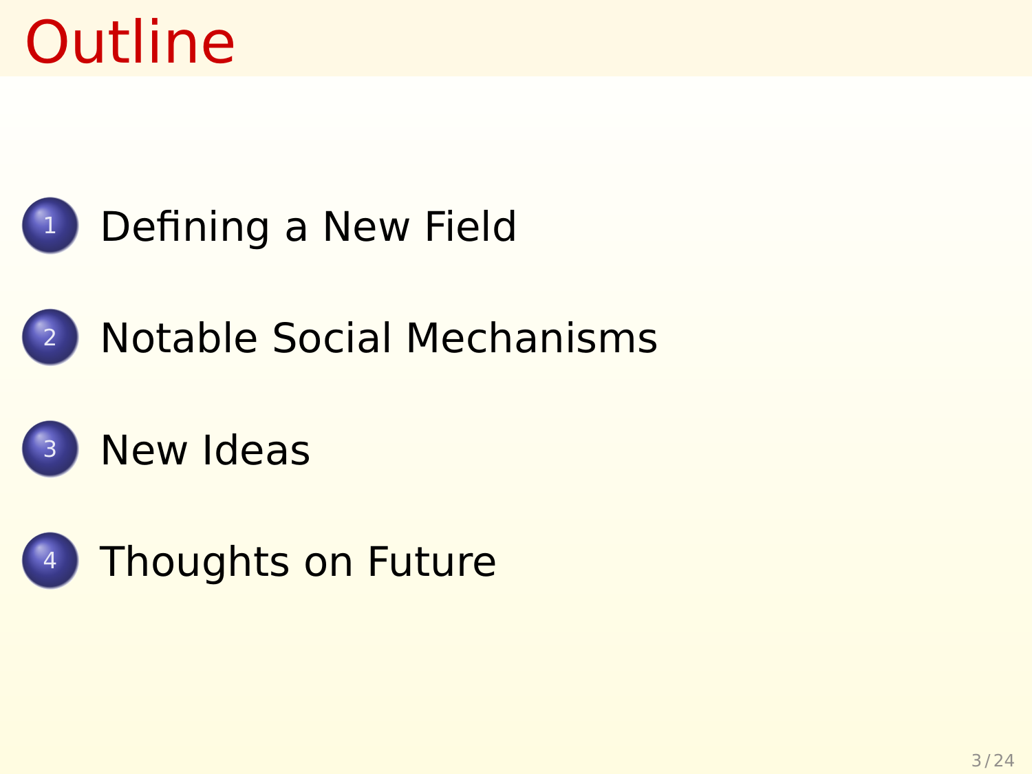# Outline

1. Defining a New Field
2. Notable Social Mechanisms
3. New Ideas
4. Thoughts on Future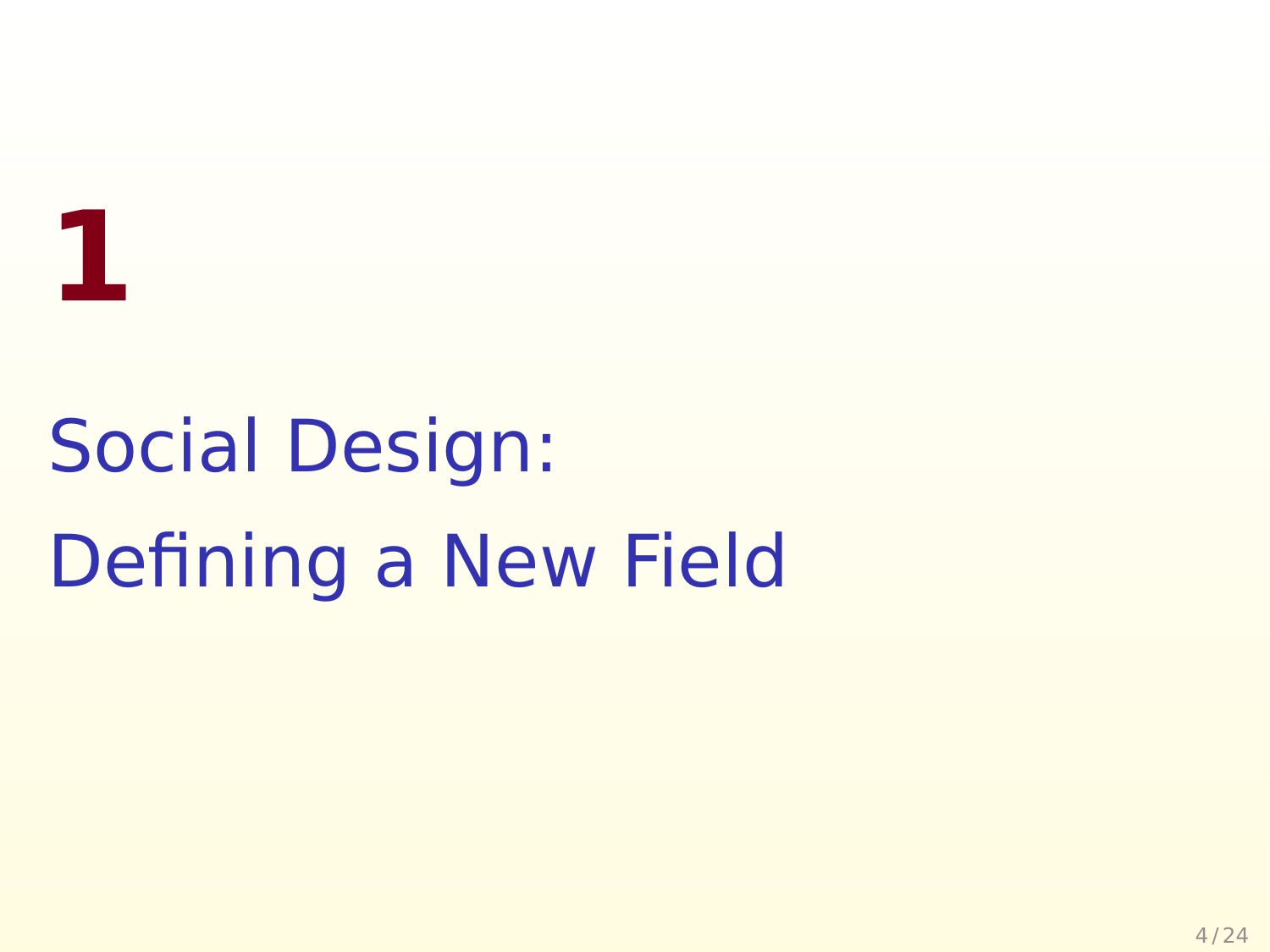# 1

# Social Design: Defining a New Field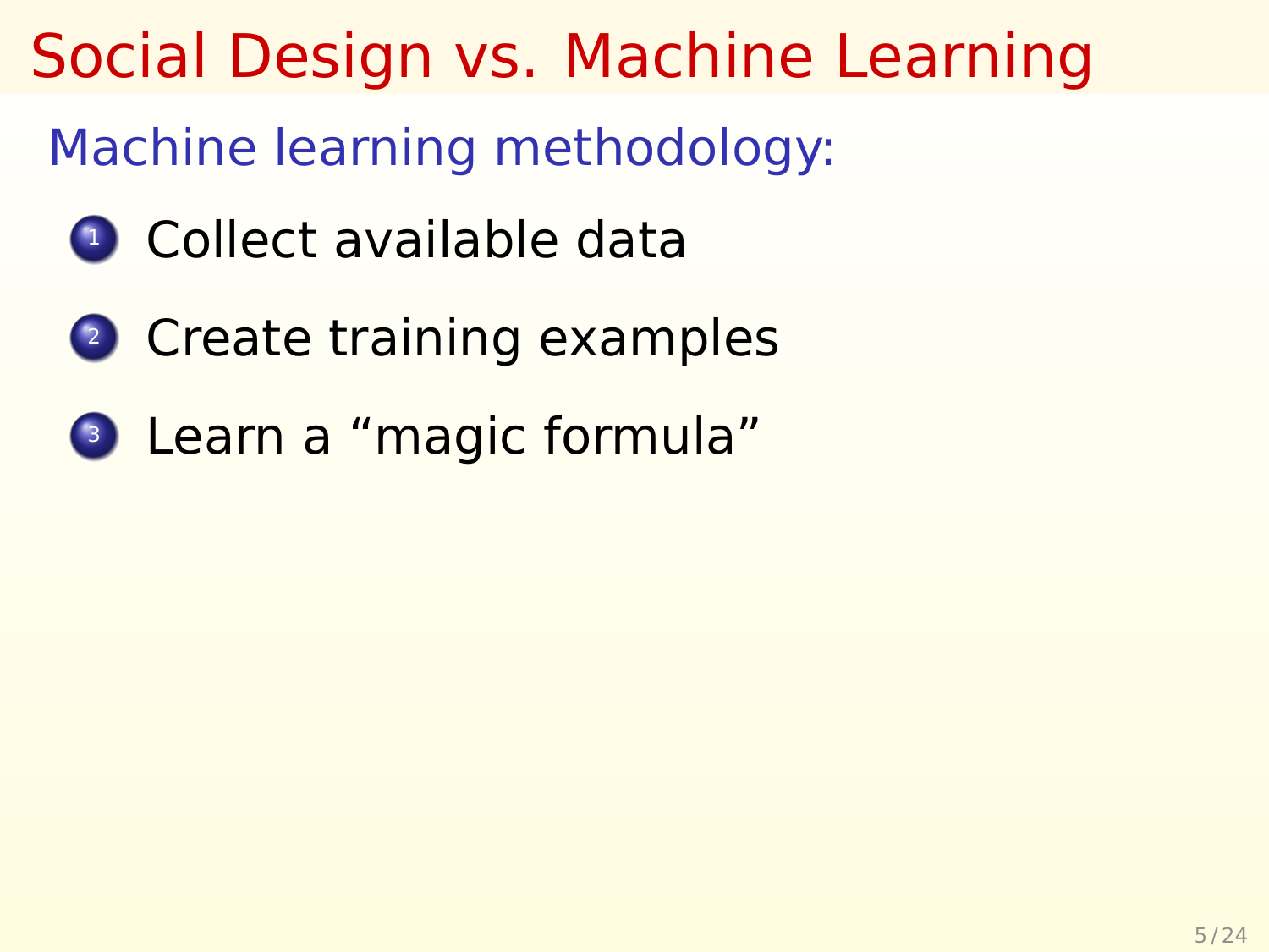# Social Design vs. Machine Learning

## Machine learning methodology:

1. Collect available data
2. Create training examples
3. Learn a “magic formula”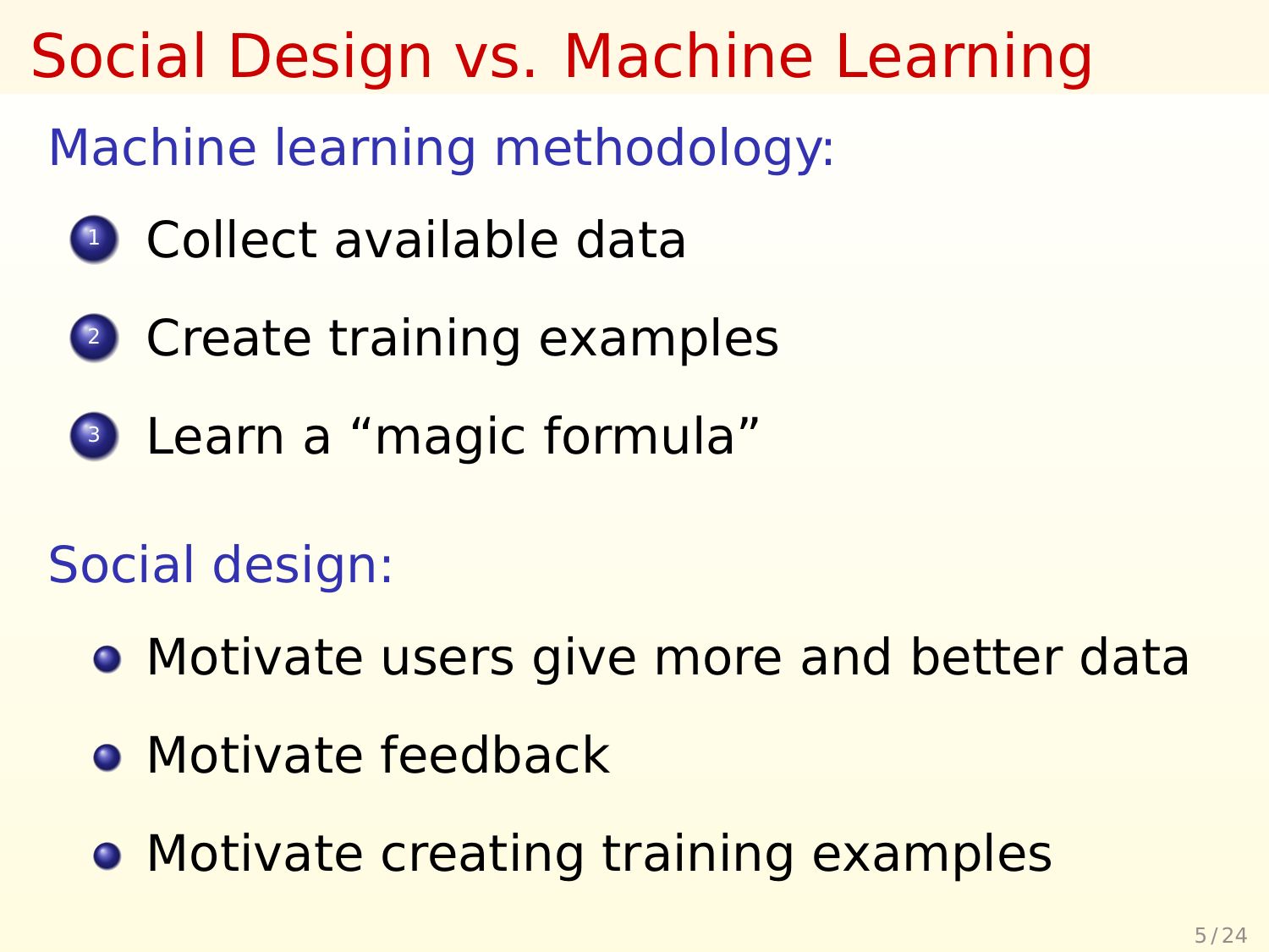# Social Design vs. Machine Learning

Machine learning methodology:

1. Collect available data
2. Create training examples
3. Learn a “magic formula”

Social design:

- Motivate users give more and better data
- Motivate feedback
- Motivate creating training examples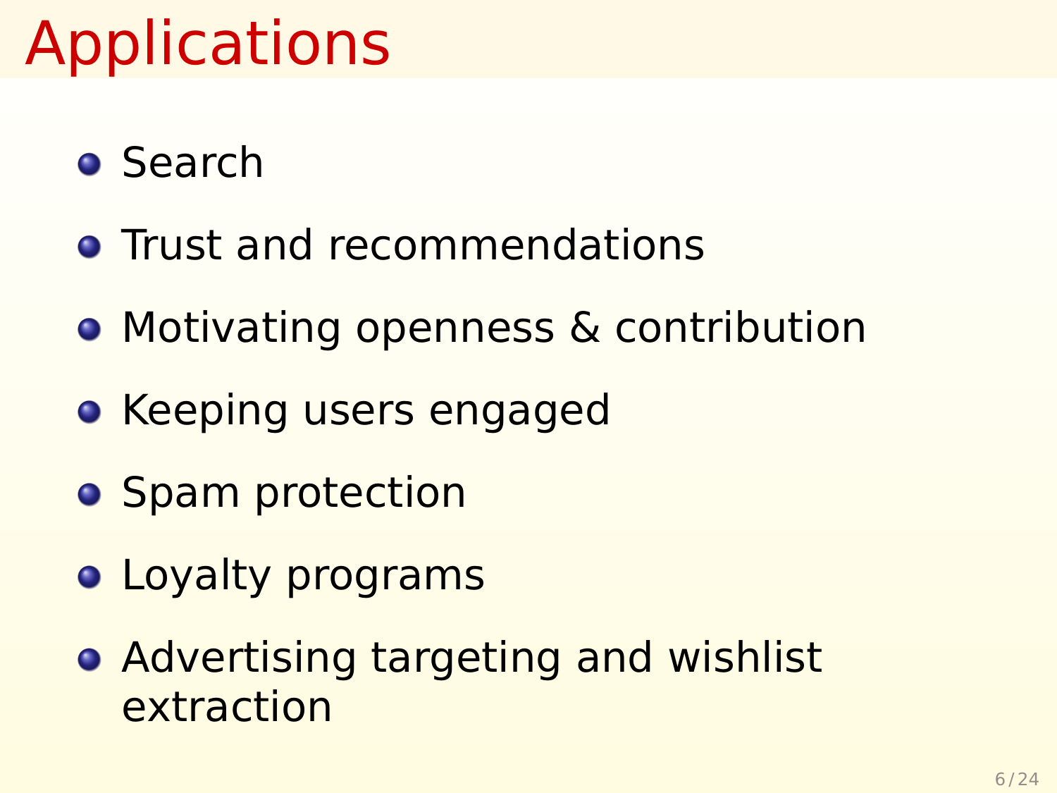# Applications

- Search
- Trust and recommendations
- Motivating openness & contribution
- Keeping users engaged
- Spam protection
- Loyalty programs
- Advertising targeting and wishlist extraction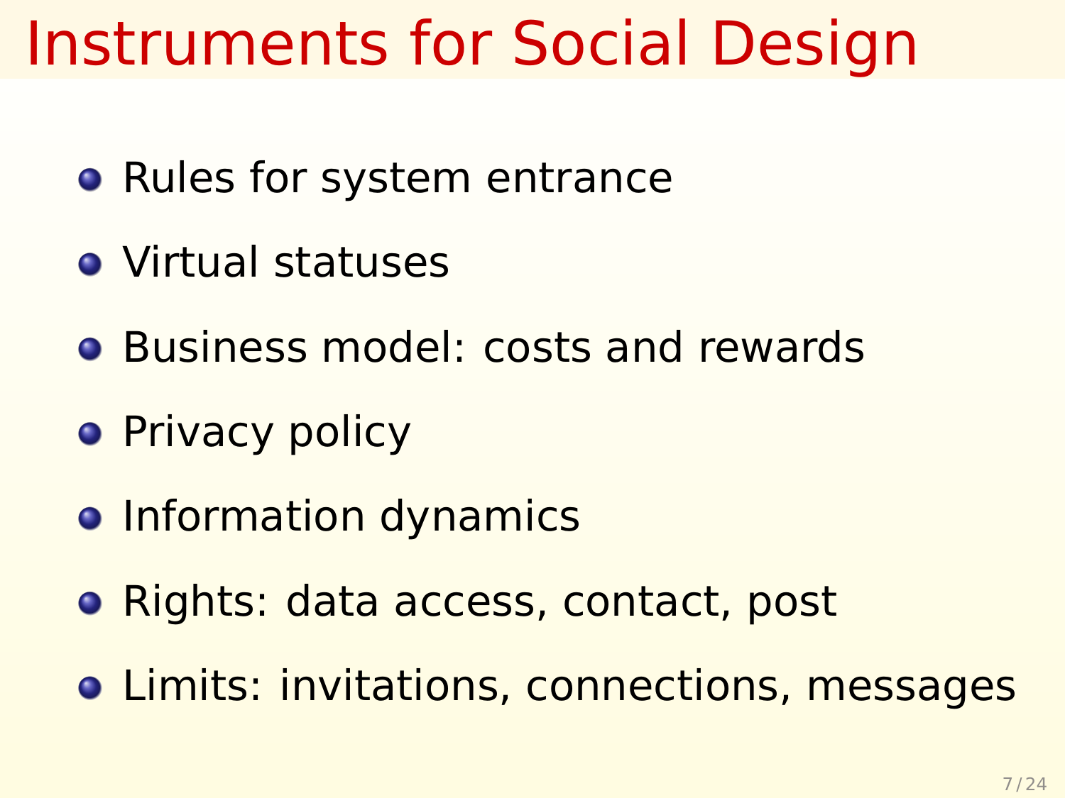# Instruments for Social Design

- Rules for system entrance
- Virtual statuses
- Business model: costs and rewards
- Privacy policy
- Information dynamics
- Rights: data access, contact, post
- Limits: invitations, connections, messages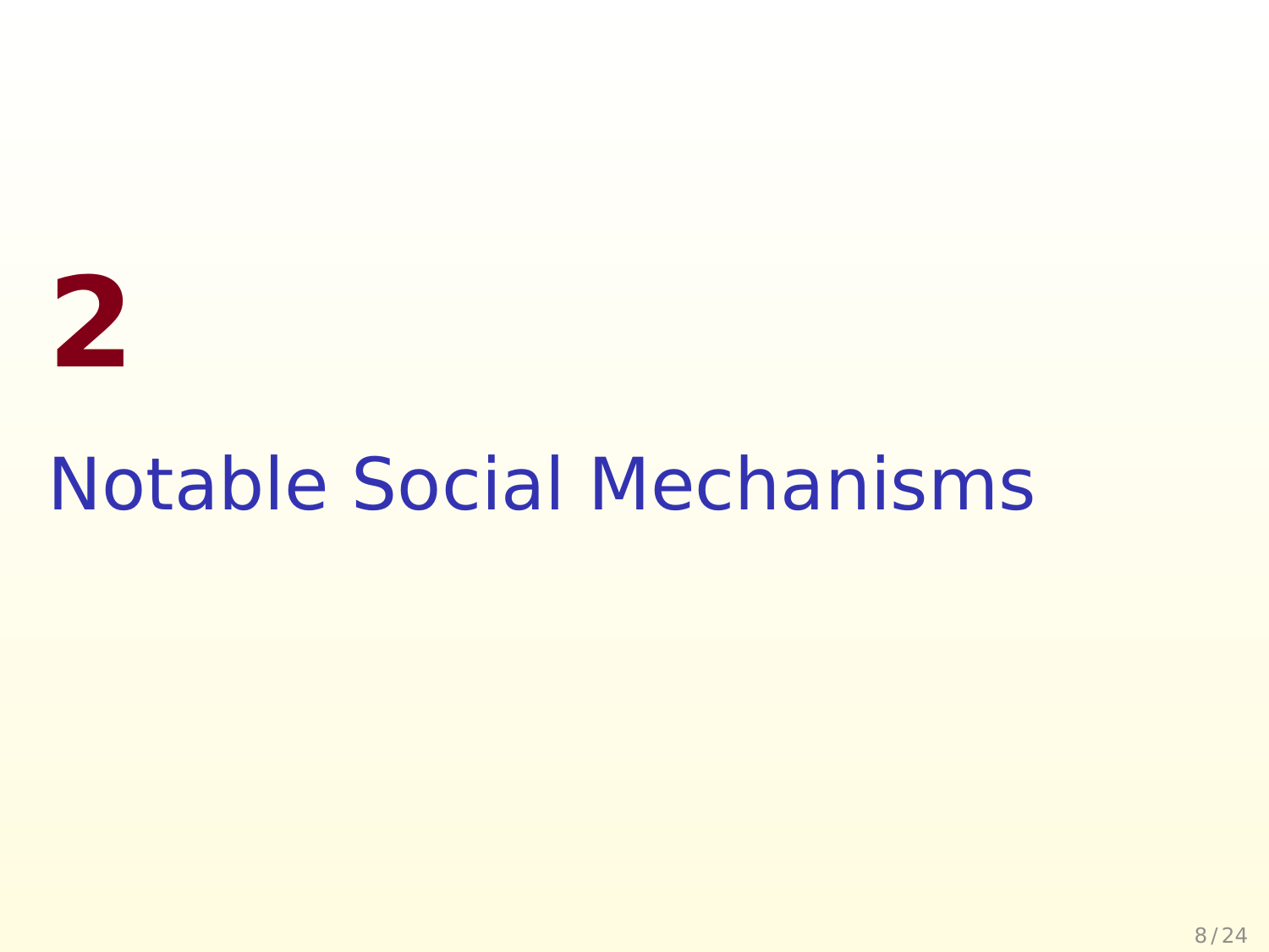# 2

# Notable Social Mechanisms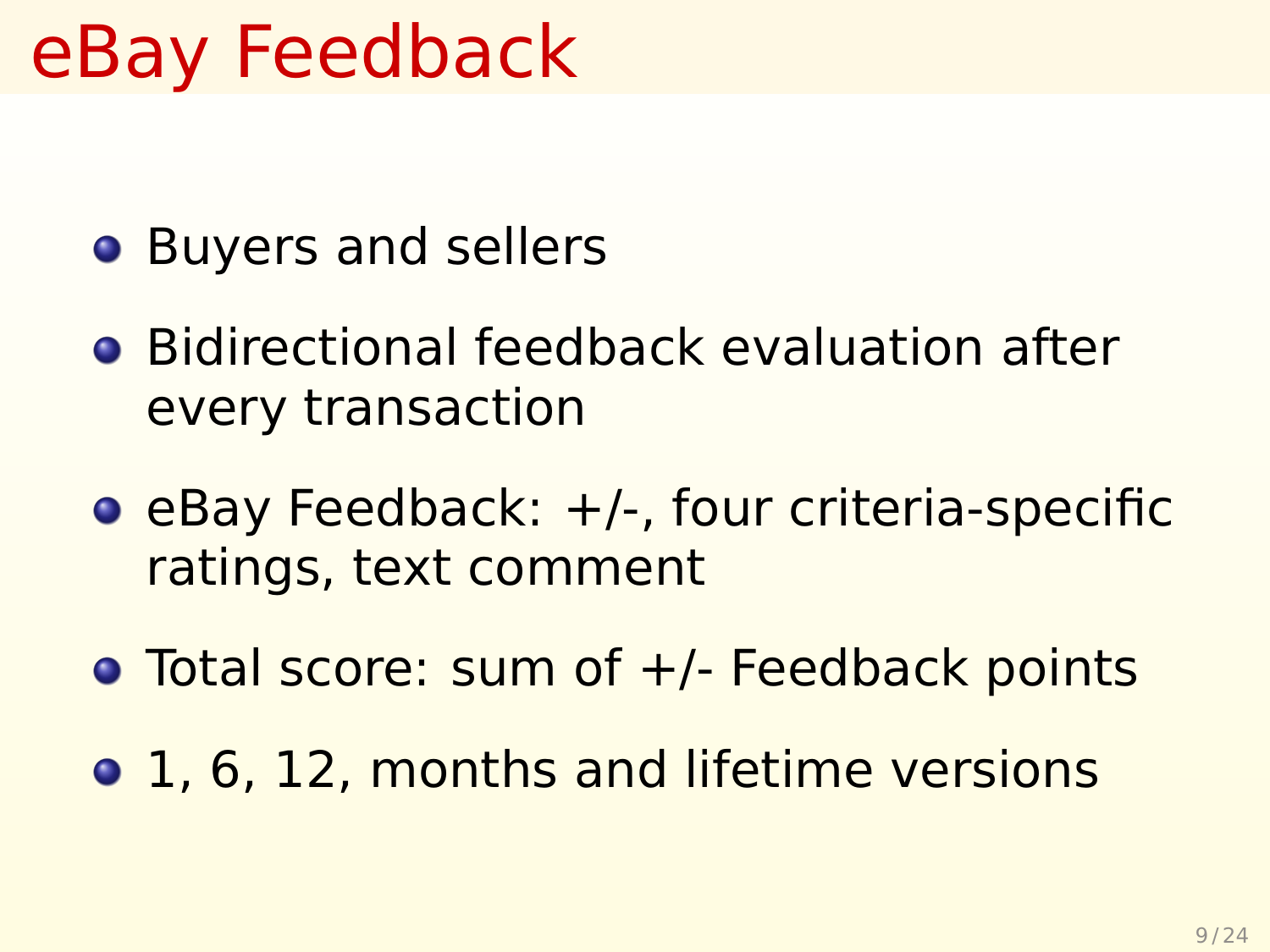# eBay Feedback

- Buyers and sellers
- Bidirectional feedback evaluation after every transaction
- eBay Feedback: +/-, four criteria-specific ratings, text comment
- Total score: sum of +/- Feedback points
- 1, 6, 12, months and lifetime versions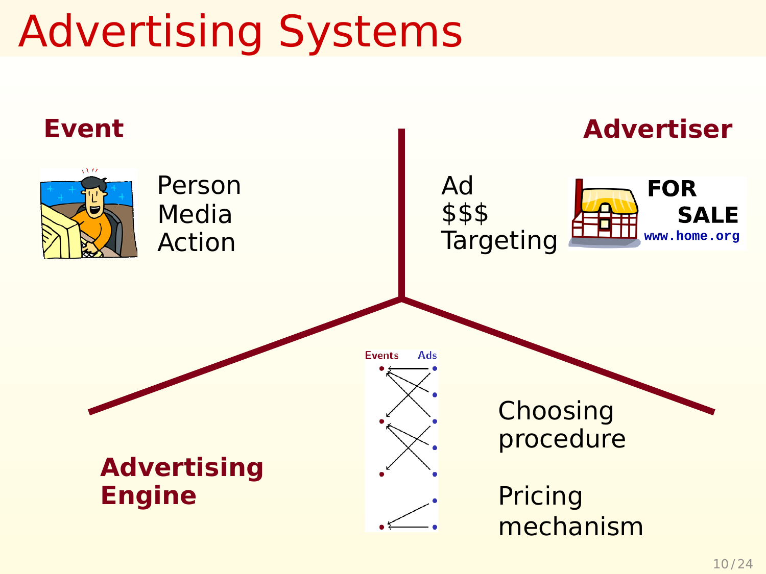# Advertising Systems

**Event**

Person
Media
Action

**Advertiser**

Ad
$$$
Targeting

FOR
SALE
www.home.org

**Advertising Engine**

Events Ads

Choosing procedure

Pricing mechanism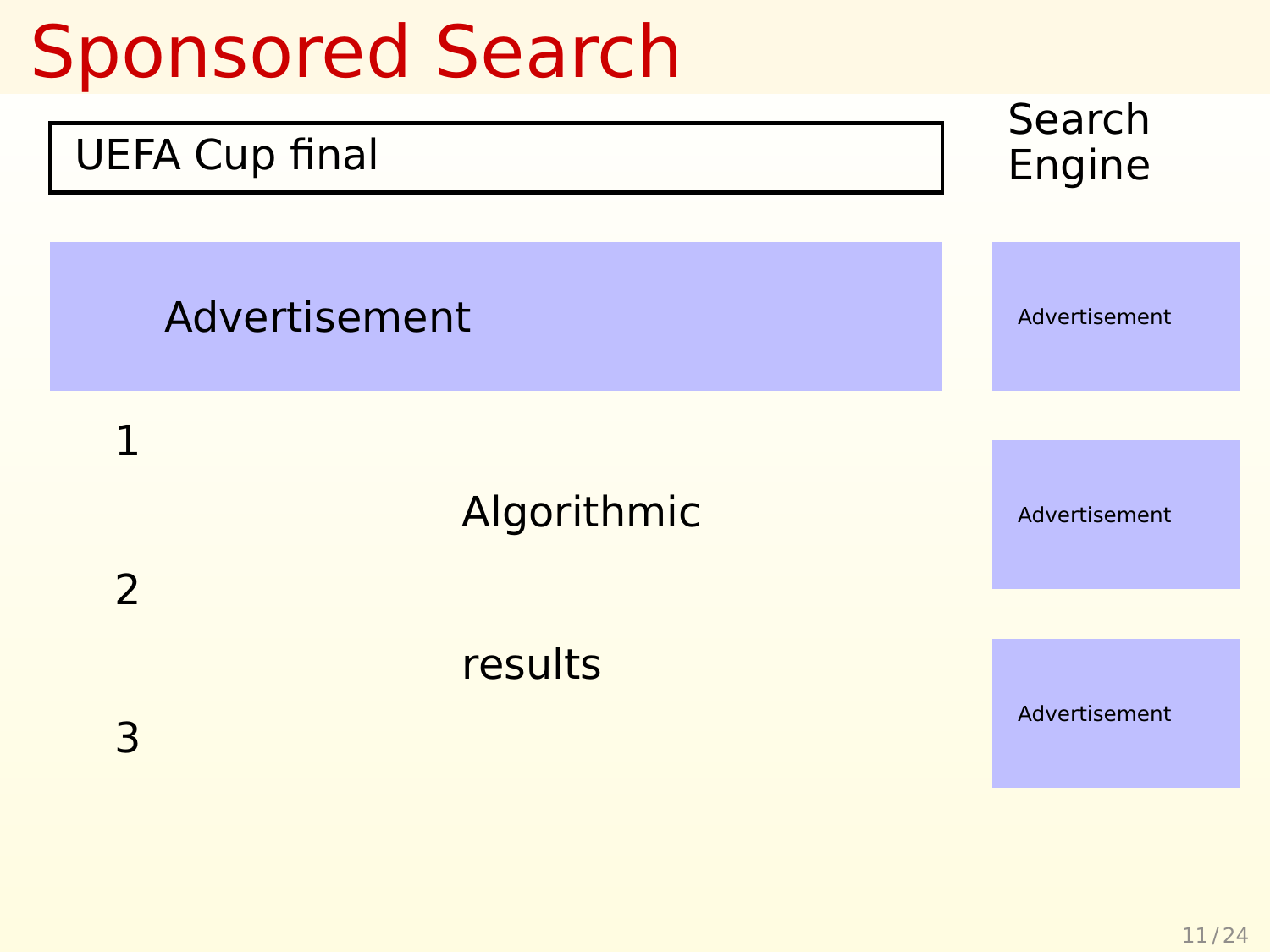# Sponsored Search

UEFA Cup final

Search Engine

Advertisement

Advertisement

1

Algorithmic

Advertisement

2

results

Advertisement

3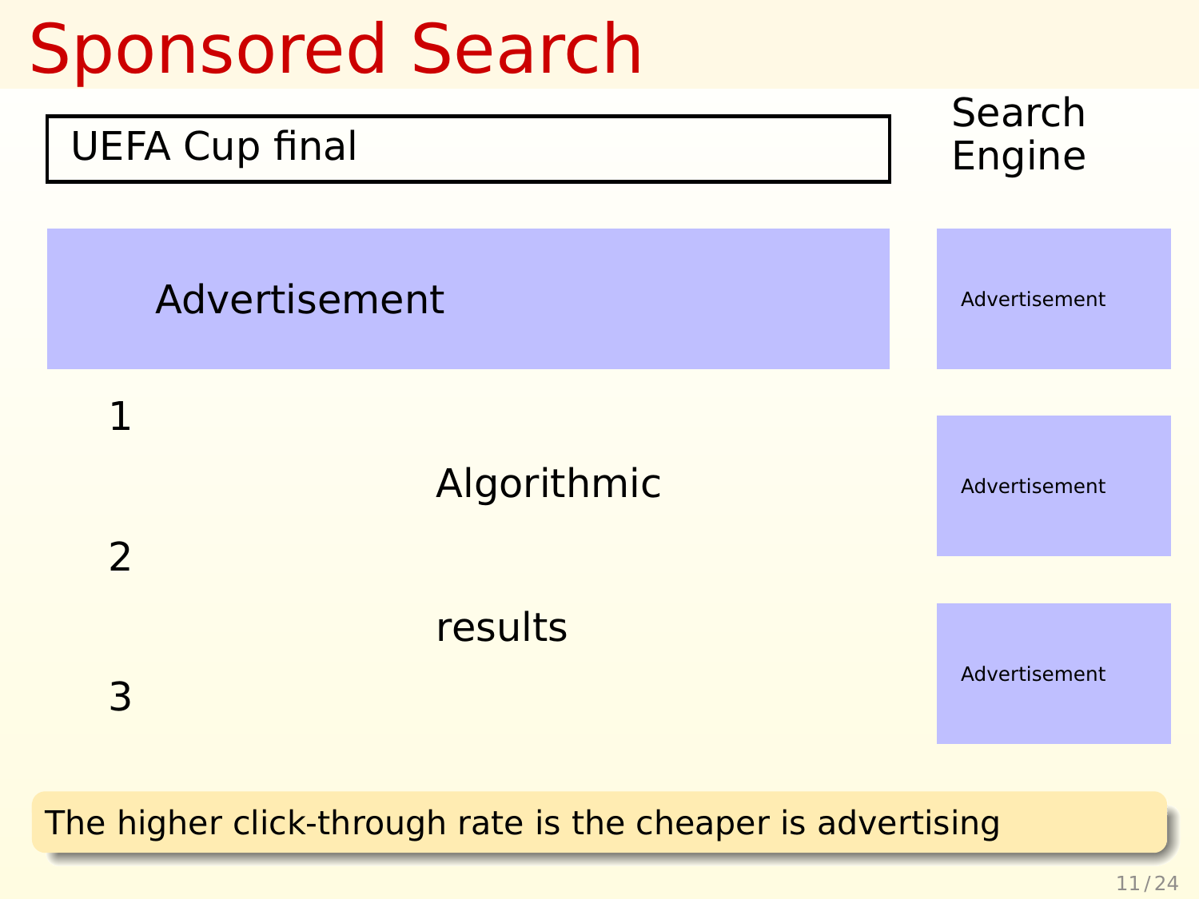# Sponsored Search

UEFA Cup final

Search Engine

Advertisement

Advertisement

1

Algorithmic

Advertisement

2

results

Advertisement

3

The higher click-through rate is the cheaper is advertising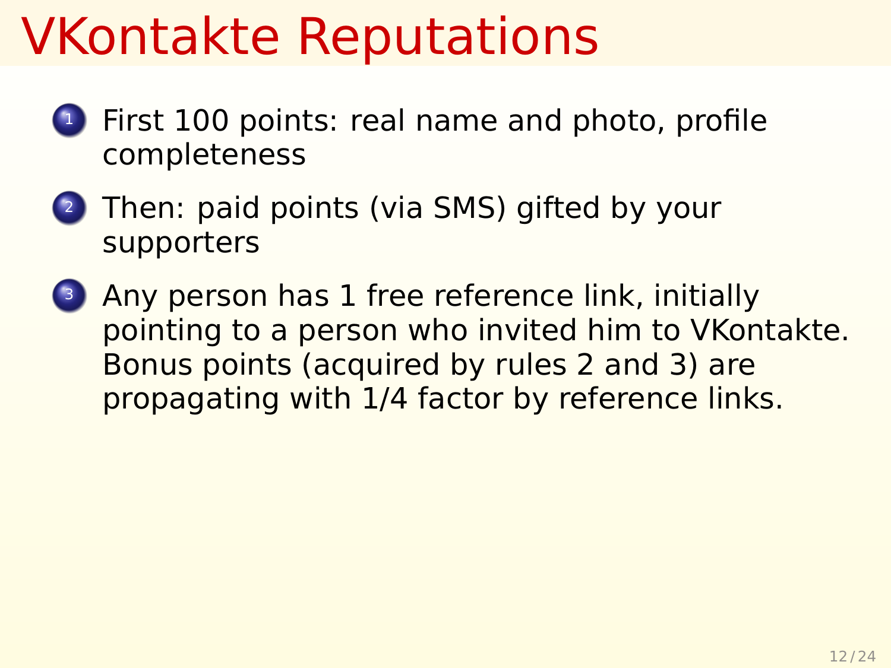# VKontakte Reputations

1. First 100 points: real name and photo, profile completeness
2. Then: paid points (via SMS) gifted by your supporters
3. Any person has 1 free reference link, initially pointing to a person who invited him to VKontakte. Bonus points (acquired by rules 2 and 3) are propagating with 1/4 factor by reference links.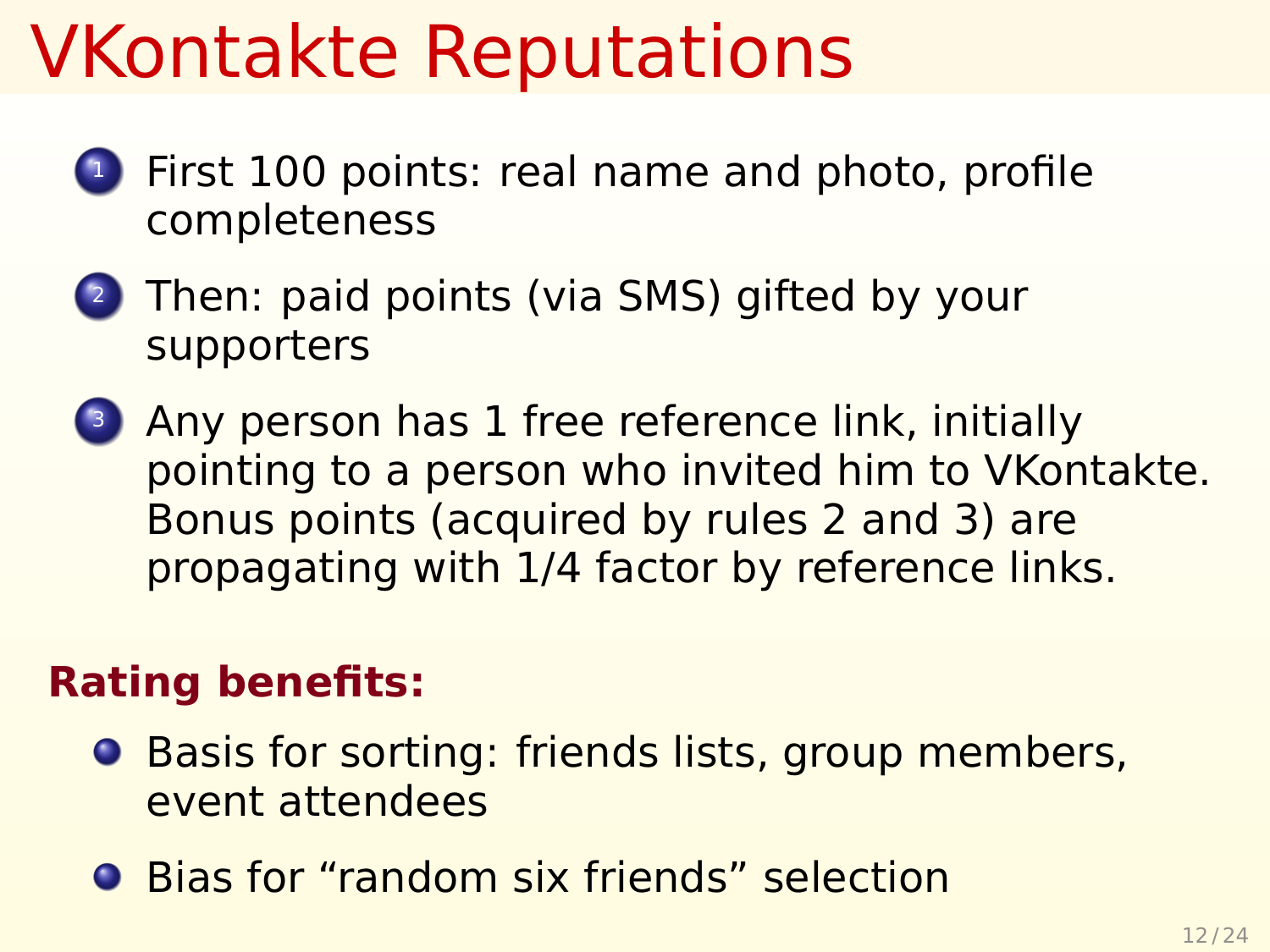# VKontakte Reputations

1. First 100 points: real name and photo, profile completeness
2. Then: paid points (via SMS) gifted by your supporters
3. Any person has 1 free reference link, initially pointing to a person who invited him to VKontakte. Bonus points (acquired by rules 2 and 3) are propagating with 1/4 factor by reference links.

**Rating benefits:**

- Basis for sorting: friends lists, group members, event attendees
- Bias for “random six friends” selection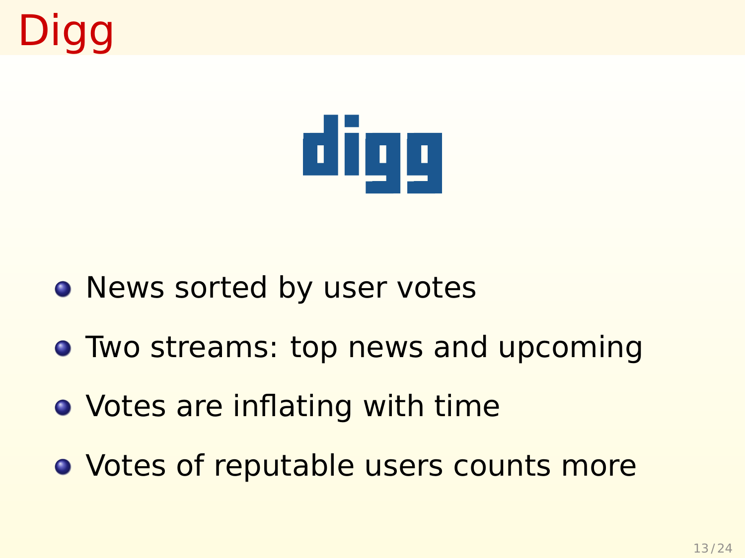# Digg

- News sorted by user votes
- Two streams: top news and upcoming
- Votes are inflating with time
- Votes of reputable users counts more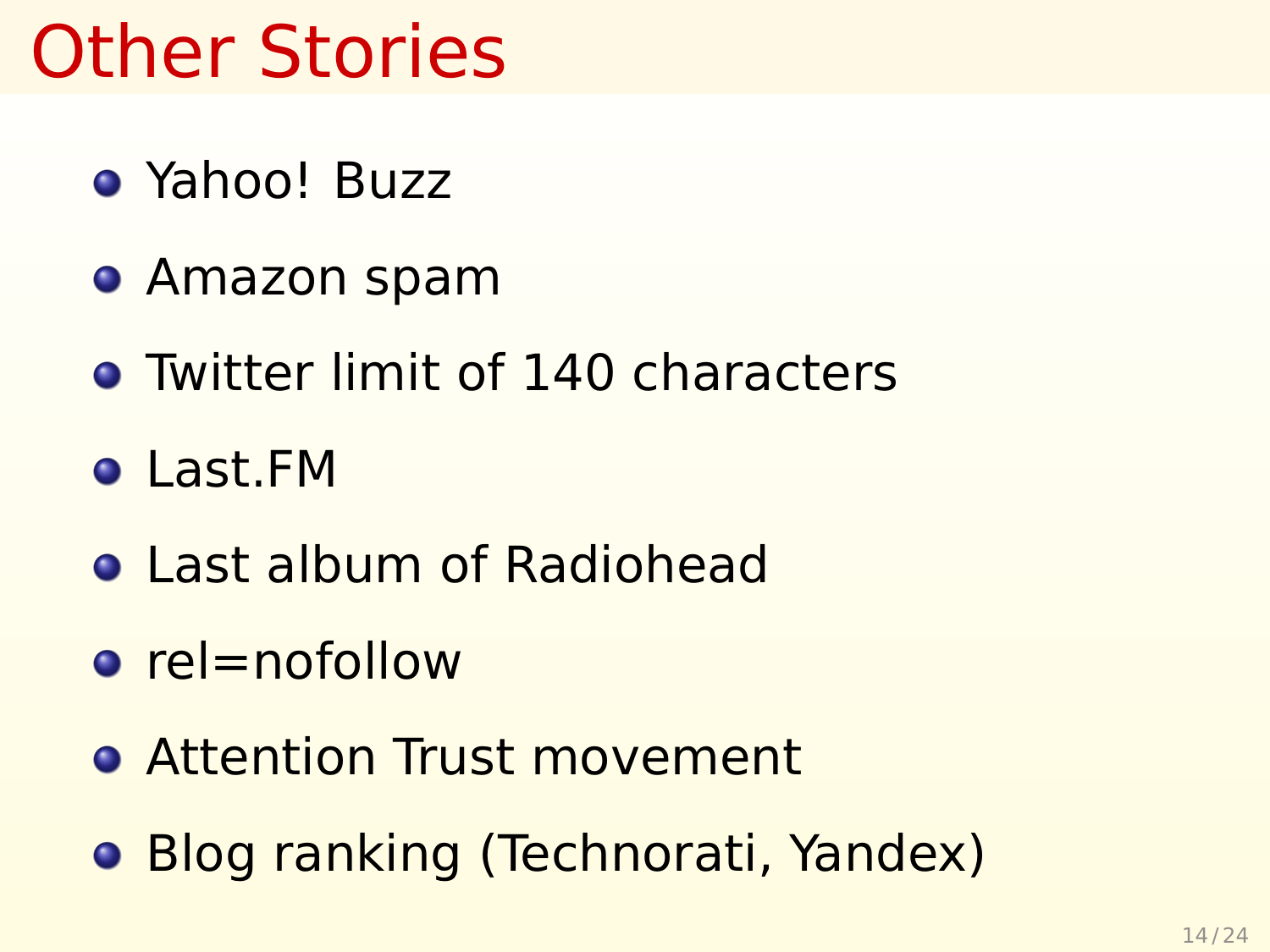# Other Stories

- Yahoo! Buzz
- Amazon spam
- Twitter limit of 140 characters
- Last.FM
- Last album of Radiohead
- rel=nofollow
- Attention Trust movement
- Blog ranking (Technorati, Yandex)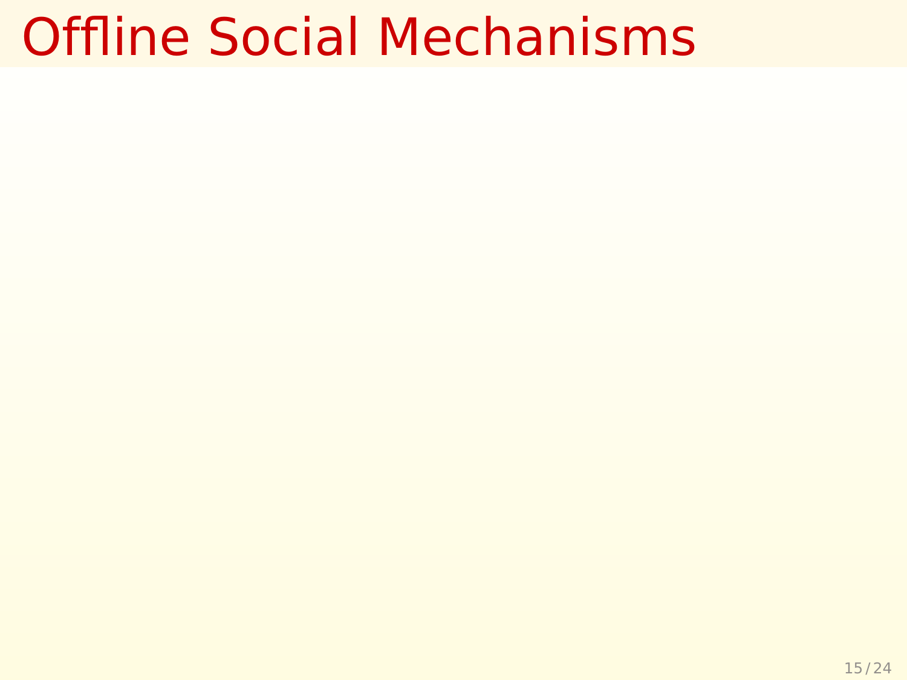# Offline Social Mechanisms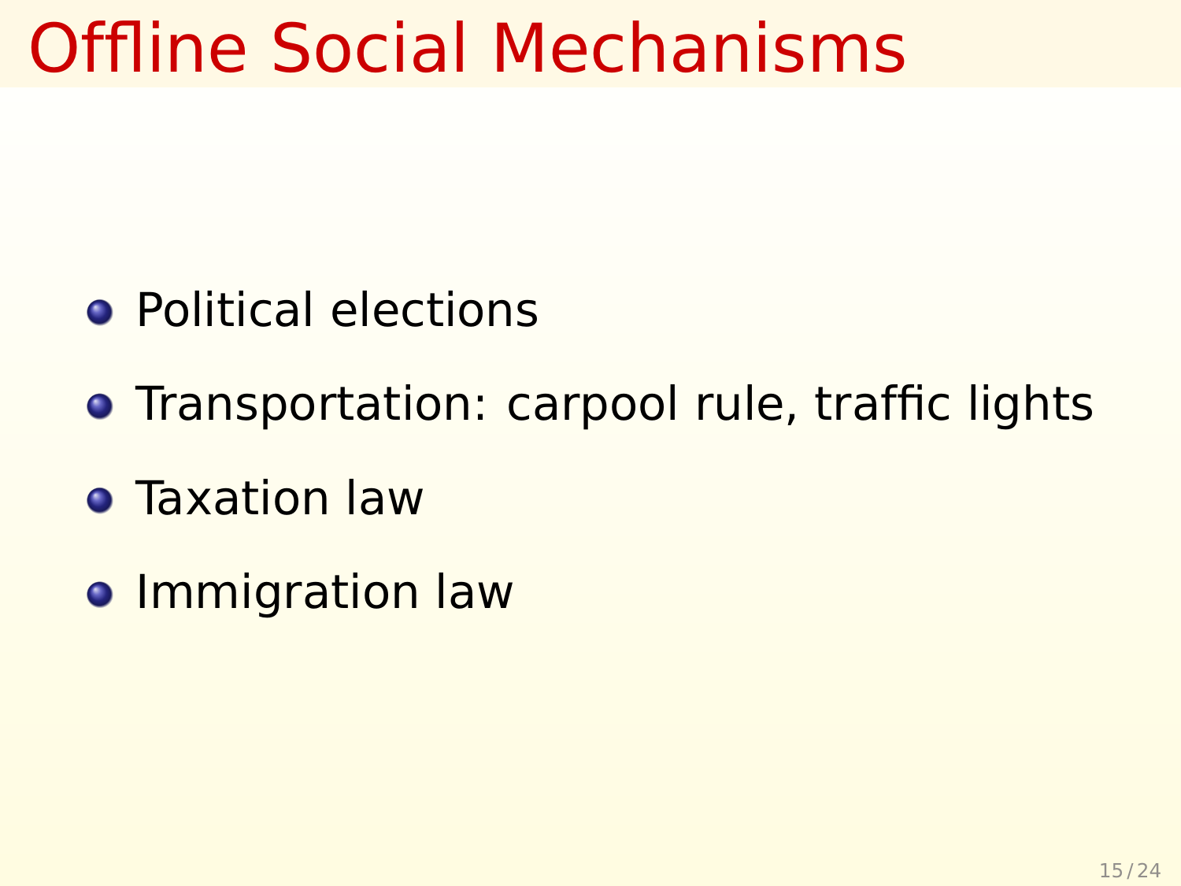# Offline Social Mechanisms

- Political elections
- Transportation: carpool rule, traffic lights
- Taxation law
- Immigration law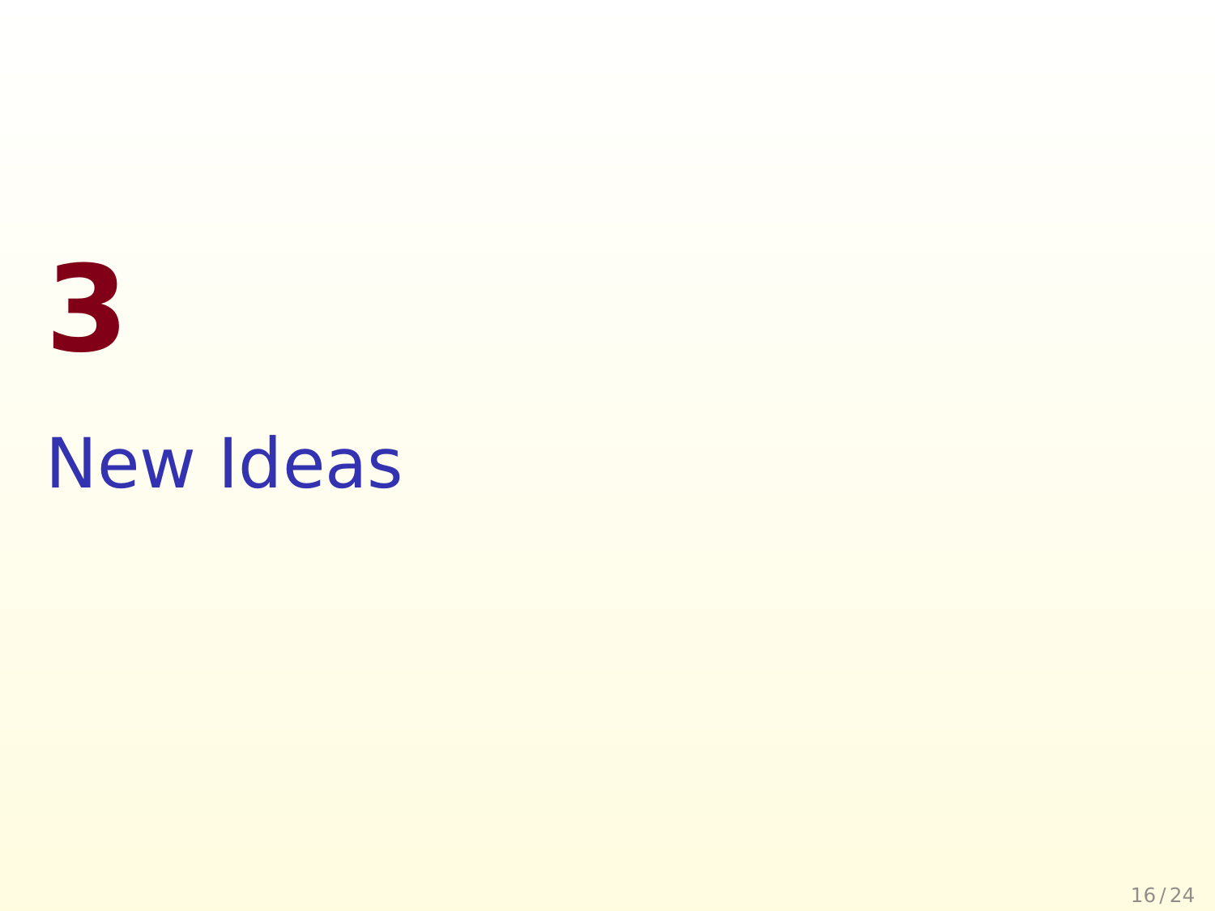# 3

# New Ideas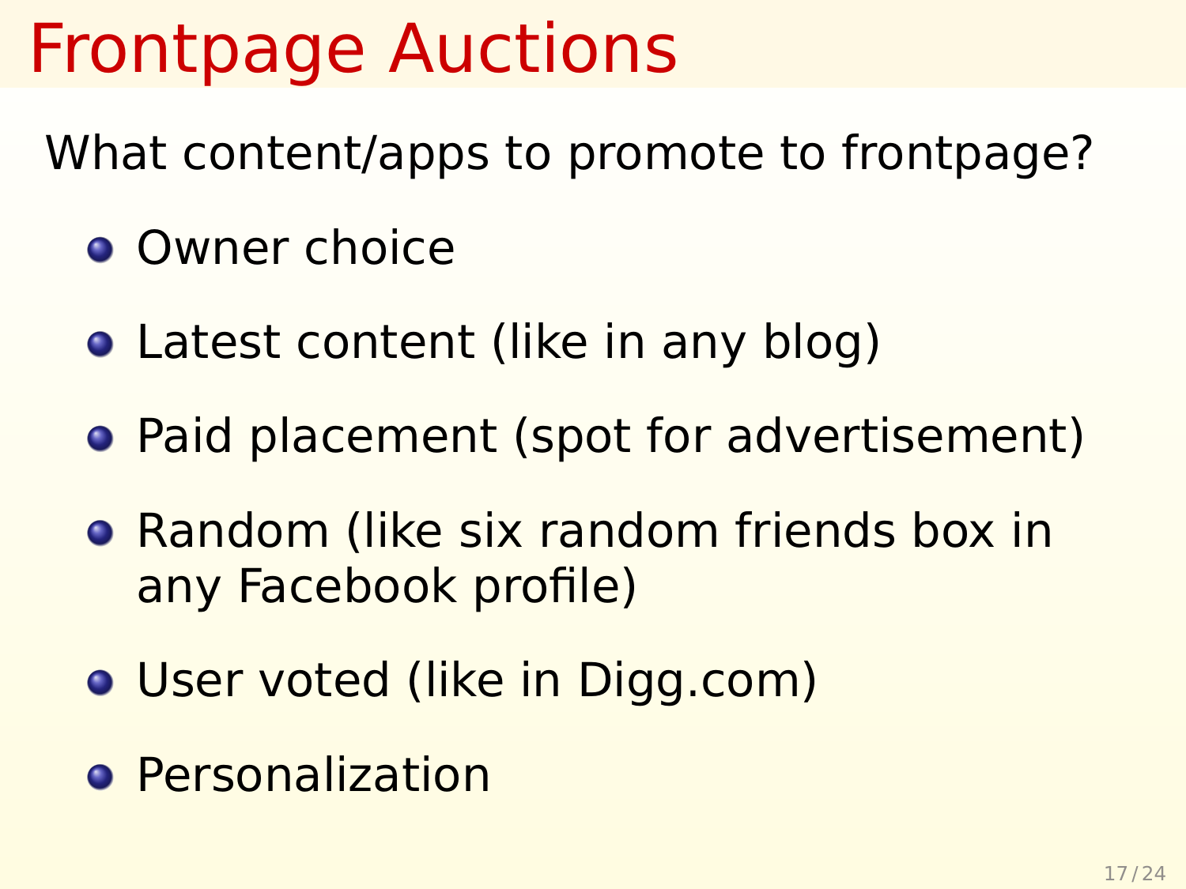# Frontpage Auctions

What content/apps to promote to frontpage?

- Owner choice
- Latest content (like in any blog)
- Paid placement (spot for advertisement)
- Random (like six random friends box in any Facebook profile)
- User voted (like in Digg.com)
- Personalization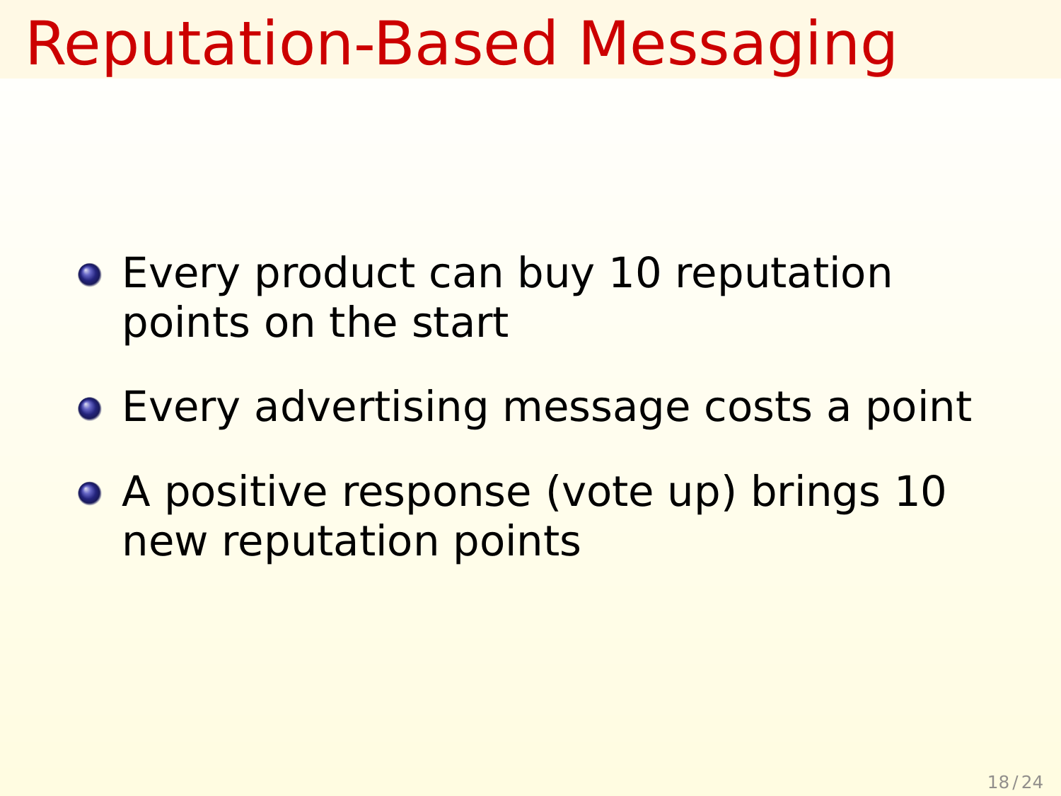# Reputation-Based Messaging

- Every product can buy 10 reputation points on the start
- Every advertising message costs a point
- A positive response (vote up) brings 10 new reputation points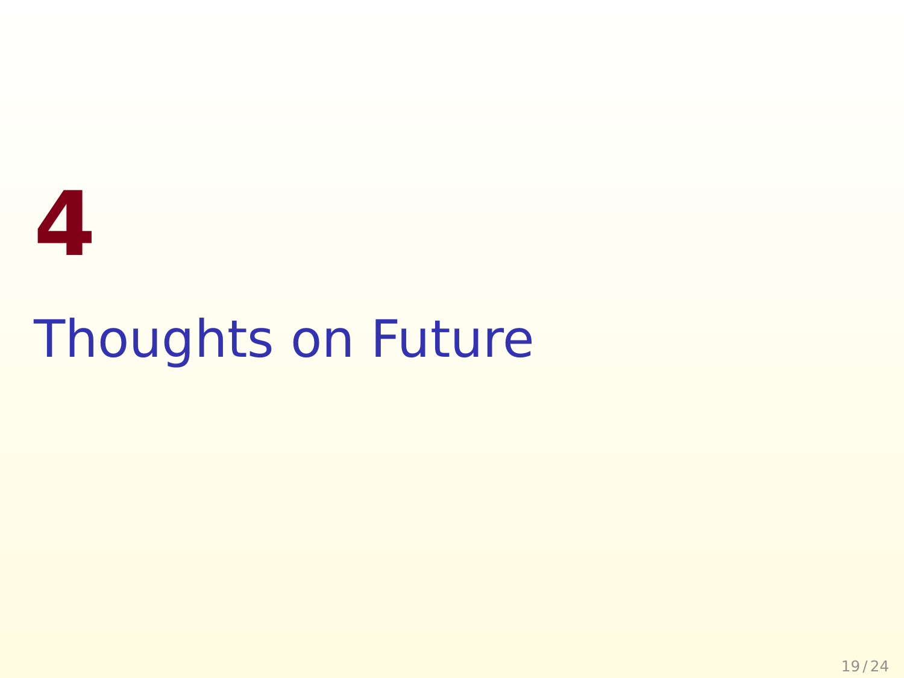# 4

# Thoughts on Future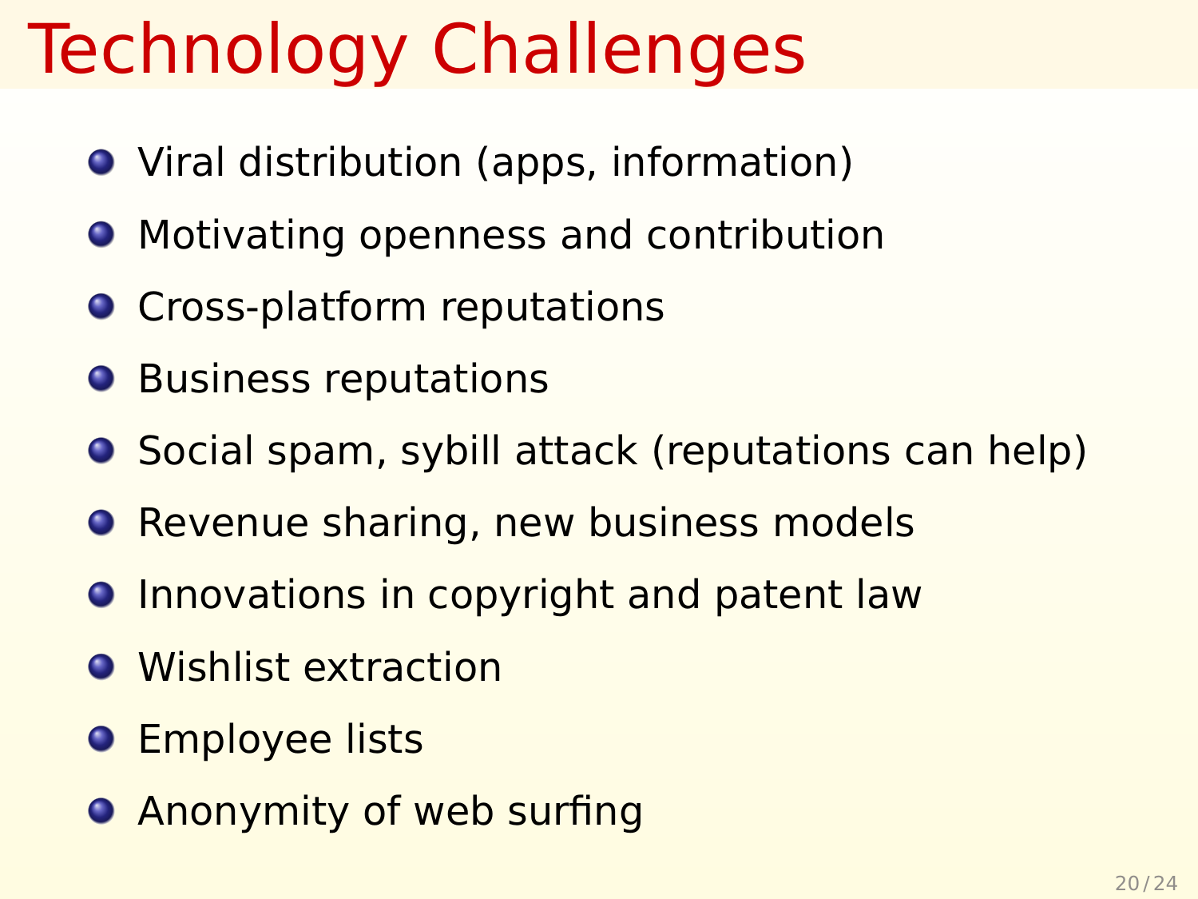# Technology Challenges

- Viral distribution (apps, information)
- Motivating openness and contribution
- Cross-platform reputations
- Business reputations
- Social spam, sybill attack (reputations can help)
- Revenue sharing, new business models
- Innovations in copyright and patent law
- Wishlist extraction
- Employee lists
- Anonymity of web surfing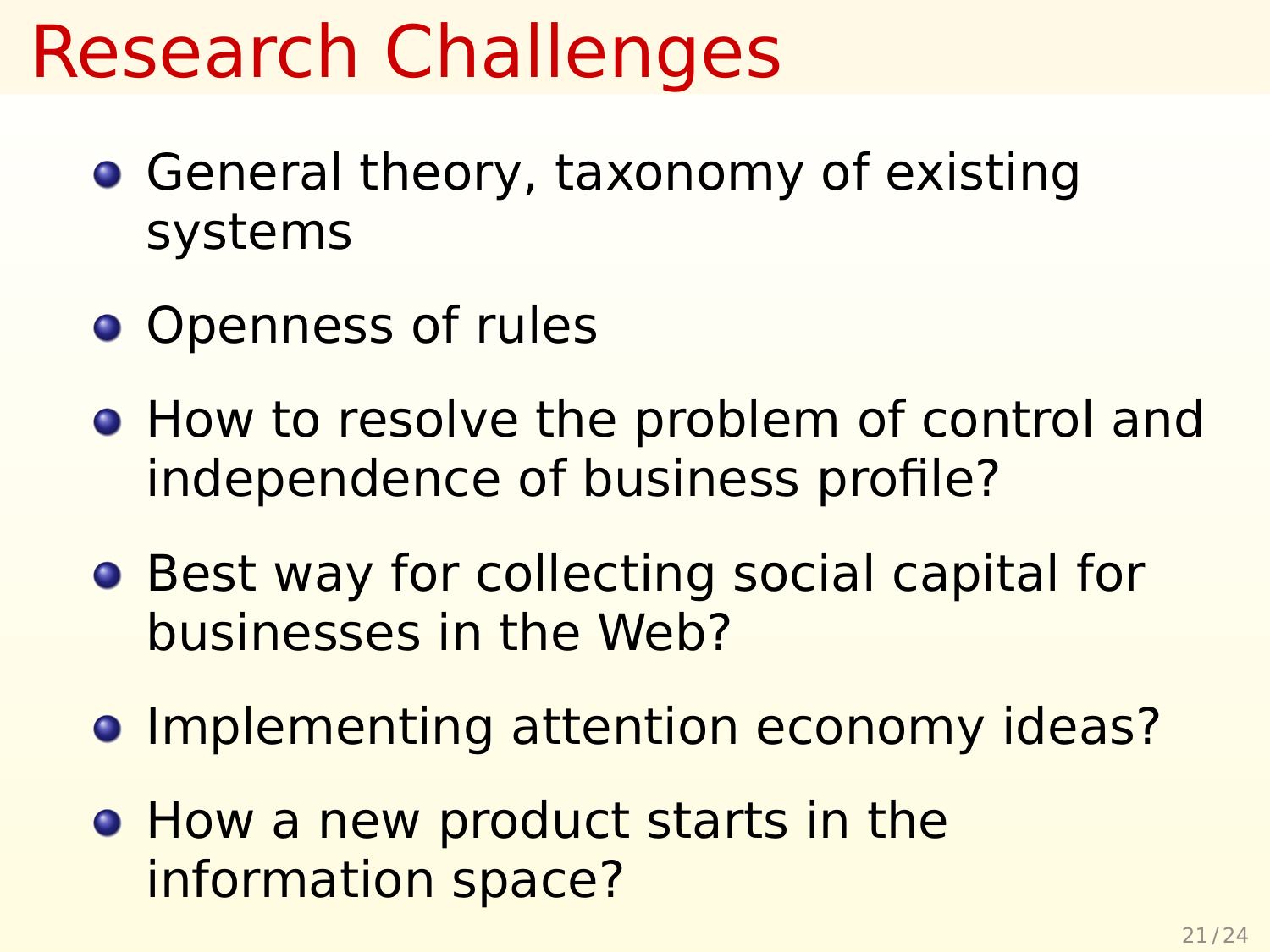# Research Challenges

- General theory, taxonomy of existing systems
- Openness of rules
- How to resolve the problem of control and independence of business profile?
- Best way for collecting social capital for businesses in the Web?
- Implementing attention economy ideas?
- How a new product starts in the information space?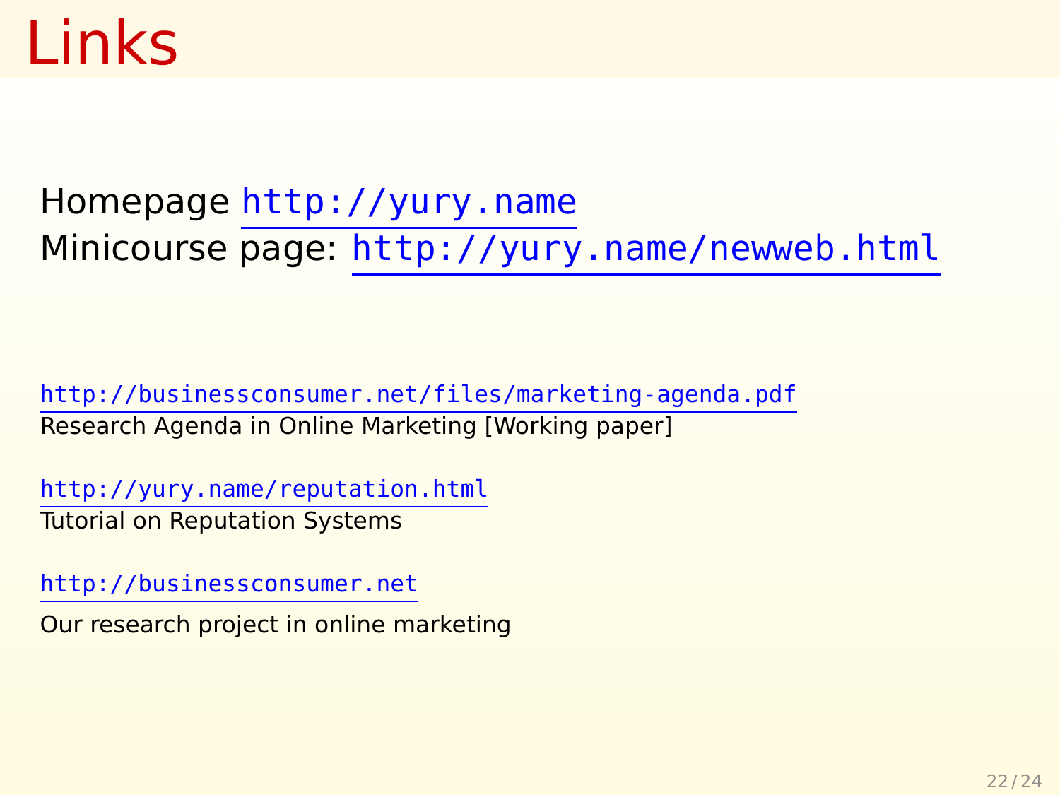# Links

Homepage http://yury.name
Minicourse page: http://yury.name/newweb.html

http://businessconsumer.net/files/marketing-agenda.pdf
Research Agenda in Online Marketing [Working paper]

http://yury.name/reputation.html
Tutorial on Reputation Systems

http://businessconsumer.net
Our research project in online marketing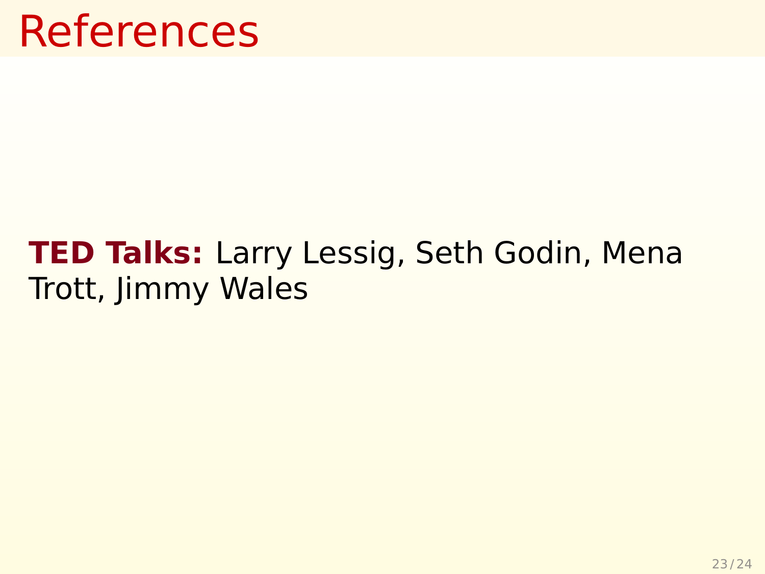# References

**TED Talks:** Larry Lessig, Seth Godin, Mena Trott, Jimmy Wales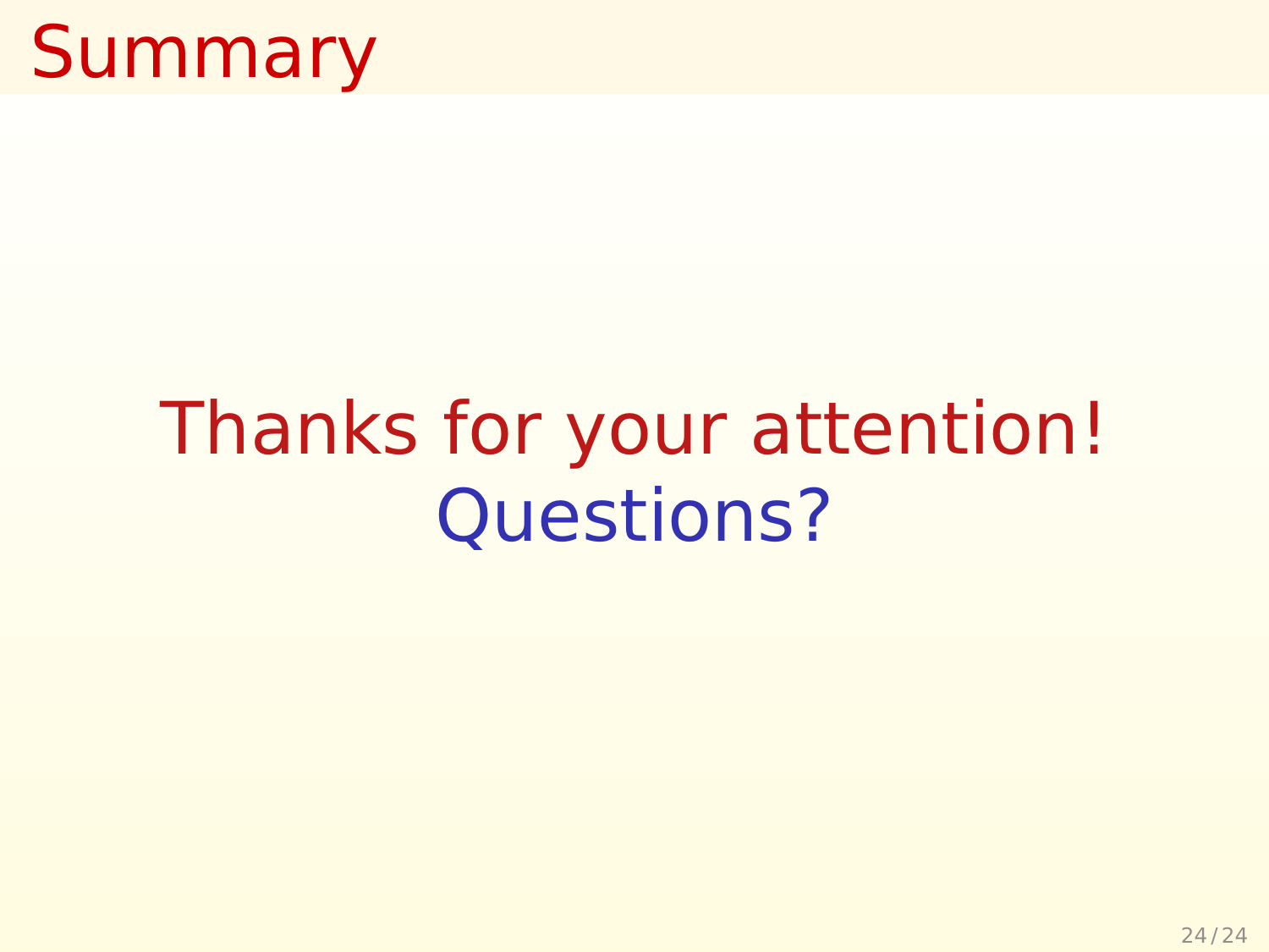# Summary

Thanks for your attention!

Questions?